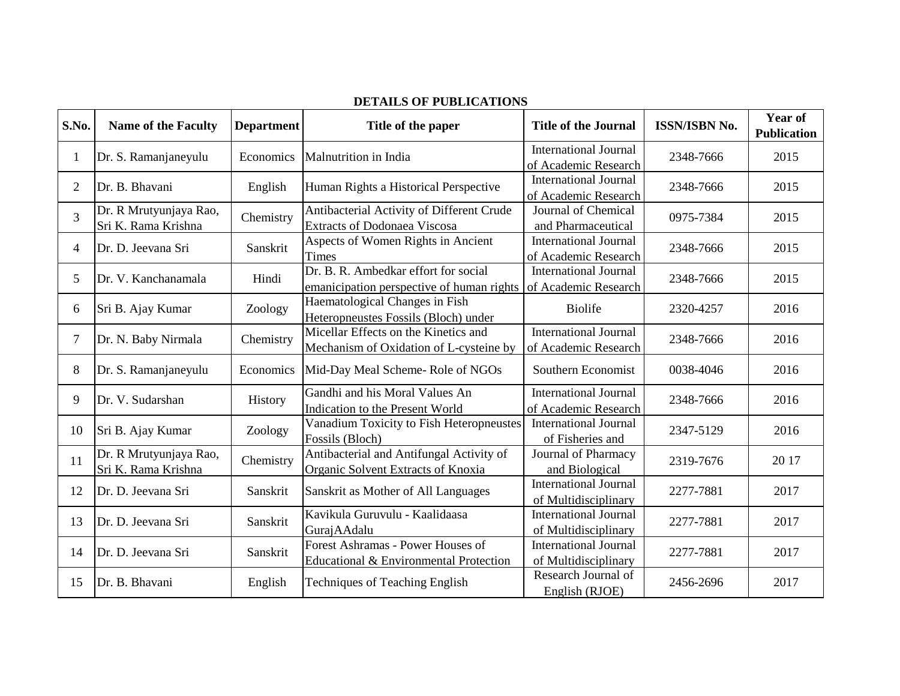**DETAILS OF PUBLICATIONS**

| S.No. | Name of the Faculty | Department | Title of the paper | Title of the Journal | ISSN/ISBN No. | Year of Publication |
|---|---|---|---|---|---|---|
| 1 | Dr. S. Ramanjaneyulu | Economics | Malnutrition in India | International Journal of Academic Research | 2348-7666 | 2015 |
| 2 | Dr. B. Bhavani | English | Human Rights a Historical Perspective | International Journal of Academic Research | 2348-7666 | 2015 |
| 3 | Dr. R Mrutyunjaya Rao, Sri K. Rama Krishna | Chemistry | Antibacterial Activity of Different Crude Extracts of Dodonaea Viscosa | Journal of Chemical and Pharmaceutical | 0975-7384 | 2015 |
| 4 | Dr. D. Jeevana Sri | Sanskrit | Aspects of Women Rights in Ancient Times | International Journal of Academic Research | 2348-7666 | 2015 |
| 5 | Dr. V. Kanchanamala | Hindi | Dr. B. R. Ambedkar effort for social emanicipation perspective of human rights | International Journal of Academic Research | 2348-7666 | 2015 |
| 6 | Sri B. Ajay Kumar | Zoology | Haematological Changes in Fish Heteropneustes Fossils (Bloch) under | Biolife | 2320-4257 | 2016 |
| 7 | Dr. N. Baby Nirmala | Chemistry | Micellar Effects on the Kinetics and Mechanism of Oxidation of L-cysteine by | International Journal of Academic Research | 2348-7666 | 2016 |
| 8 | Dr. S. Ramanjaneyulu | Economics | Mid-Day Meal Scheme- Role of NGOs | Southern Economist | 0038-4046 | 2016 |
| 9 | Dr. V. Sudarshan | History | Gandhi and his Moral Values An Indication to the Present World | International Journal of Academic Research | 2348-7666 | 2016 |
| 10 | Sri B. Ajay Kumar | Zoology | Vanadium Toxicity to Fish Heteropneustes Fossils (Bloch) | International Journal of Fisheries and | 2347-5129 | 2016 |
| 11 | Dr. R Mrutyunjaya Rao, Sri K. Rama Krishna | Chemistry | Antibacterial and Antifungal Activity of Organic Solvent Extracts of Knoxia | Journal of Pharmacy and Biological | 2319-7676 | 20 17 |
| 12 | Dr. D. Jeevana Sri | Sanskrit | Sanskrit as Mother of All Languages | International Journal of Multidisciplinary | 2277-7881 | 2017 |
| 13 | Dr. D. Jeevana Sri | Sanskrit | Kavikula Guruvulu - Kaalidaasa GurajAAdalu | International Journal of Multidisciplinary | 2277-7881 | 2017 |
| 14 | Dr. D. Jeevana Sri | Sanskrit | Forest Ashramas - Power Houses of Educational & Environmental Protection | International Journal of Multidisciplinary | 2277-7881 | 2017 |
| 15 | Dr. B. Bhavani | English | Techniques of Teaching English | Research Journal of English (RJOE) | 2456-2696 | 2017 |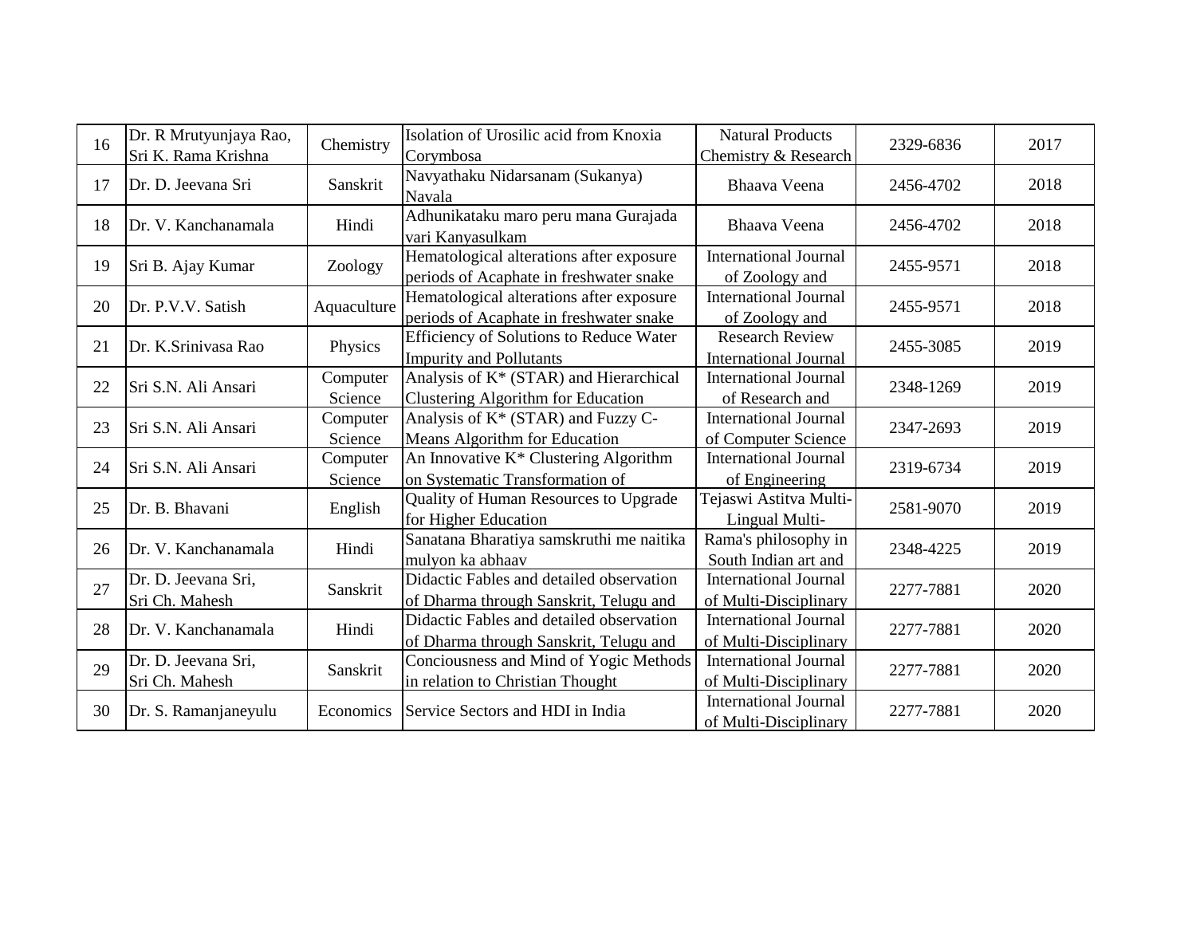| 16 | Dr. R Mrutyunjaya Rao, Sri K. Rama Krishna | Chemistry | Isolation of Urosilic acid from Knoxia Corymbosa | Natural Products Chemistry & Research | 2329-6836 | 2017 |
|---|---|---|---|---|---|---|
| 17 | Dr. D. Jeevana Sri | Sanskrit | Navyathaku Nidarsanam (Sukanya) Navala | Bhaava Veena | 2456-4702 | 2018 |
| 18 | Dr. V. Kanchanamala | Hindi | Adhunikataku maro peru mana Gurajada vari Kanyasulkam | Bhaava Veena | 2456-4702 | 2018 |
| 19 | Sri B. Ajay Kumar | Zoology | Hematological alterations after exposure periods of Acaphate in freshwater snake | International Journal of Zoology and | 2455-9571 | 2018 |
| 20 | Dr. P.V.V. Satish | Aquaculture | Hematological alterations after exposure periods of Acaphate in freshwater snake | International Journal of Zoology and | 2455-9571 | 2018 |
| 21 | Dr. K.Srinivasa Rao | Physics | Efficiency of Solutions to Reduce Water Impurity and Pollutants | Research Review International Journal | 2455-3085 | 2019 |
| 22 | Sri S.N. Ali Ansari | Computer Science | Analysis of K* (STAR) and Hierarchical Clustering Algorithm for Education | International Journal of Research and | 2348-1269 | 2019 |
| 23 | Sri S.N. Ali Ansari | Computer Science | Analysis of K* (STAR) and Fuzzy C-Means Algorithm for Education | International Journal of Computer Science | 2347-2693 | 2019 |
| 24 | Sri S.N. Ali Ansari | Computer Science | An Innovative K* Clustering Algorithm on Systematic Transformation of | International Journal of Engineering | 2319-6734 | 2019 |
| 25 | Dr. B. Bhavani | English | Quality of Human Resources to Upgrade for Higher Education | Tejaswi Astitva Multi-Lingual Multi- | 2581-9070 | 2019 |
| 26 | Dr. V. Kanchanamala | Hindi | Sanatana Bharatiya samskruthi me naitika mulyon ka abhaav | Rama's philosophy in South Indian art and | 2348-4225 | 2019 |
| 27 | Dr. D. Jeevana Sri, Sri Ch. Mahesh | Sanskrit | Didactic Fables and detailed observation of Dharma through Sanskrit, Telugu and | International Journal of Multi-Disciplinary | 2277-7881 | 2020 |
| 28 | Dr. V. Kanchanamala | Hindi | Didactic Fables and detailed observation of Dharma through Sanskrit, Telugu and | International Journal of Multi-Disciplinary | 2277-7881 | 2020 |
| 29 | Dr. D. Jeevana Sri, Sri Ch. Mahesh | Sanskrit | Conciousness and Mind of Yogic Methods in relation to Christian Thought | International Journal of Multi-Disciplinary | 2277-7881 | 2020 |
| 30 | Dr. S. Ramanjaneyulu | Economics | Service Sectors and HDI in India | International Journal of Multi-Disciplinary | 2277-7881 | 2020 |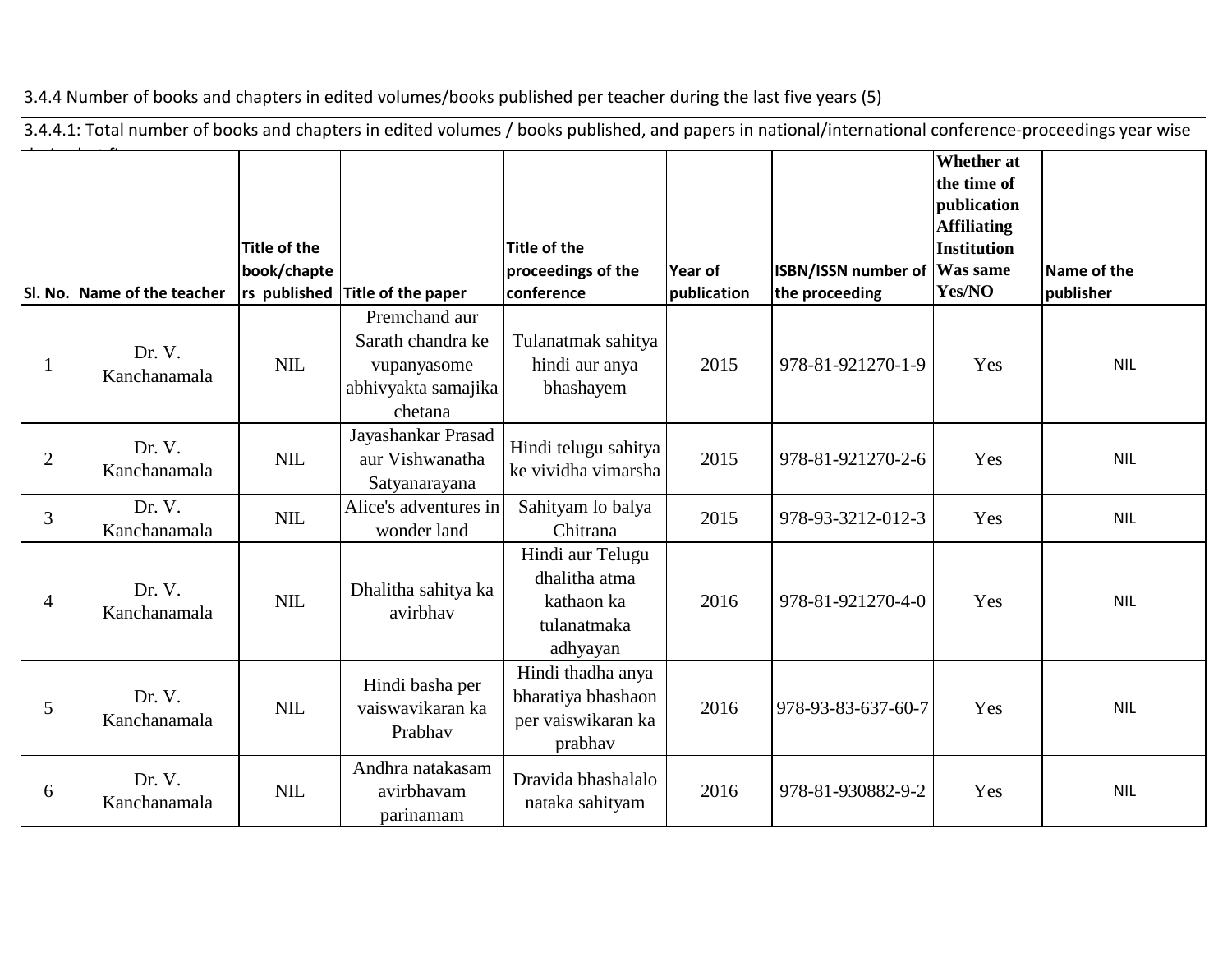3.4.4 Number of books and chapters in edited volumes/books published per teacher during the last five years (5)

3.4.4.1: Total number of books and chapters in edited volumes / books published, and papers in national/international conference-proceedings year wise

| Sl. No. | Name of the teacher | Title of the book/chapters published | Title of the paper | Title of the proceedings of the conference | Year of publication | ISBN/ISSN number of the proceeding | Whether at the time of publication Affiliating Institution Was same Yes/NO | Name of the publisher |
|---|---|---|---|---|---|---|---|---|
| 1 | Dr. V. Kanchanamala | NIL | Premchand aur Sarath chandra ke vupanyasome abhivyakta samajika chetana | Tulanatmak sahitya hindi aur anya bhashayem | 2015 | 978-81-921270-1-9 | Yes | NIL |
| 2 | Dr. V. Kanchanamala | NIL | Jayashankar Prasad aur Vishwanatha Satyanarayana | Hindi telugu sahitya ke vividha vimarsha | 2015 | 978-81-921270-2-6 | Yes | NIL |
| 3 | Dr. V. Kanchanamala | NIL | Alice's adventures in wonder land | Sahityam lo balya Chitrana | 2015 | 978-93-3212-012-3 | Yes | NIL |
| 4 | Dr. V. Kanchanamala | NIL | Dhalitha sahitya ka avirbhav | Hindi aur Telugu dhalitha atma kathaon ka tulanatmaka adhyayan | 2016 | 978-81-921270-4-0 | Yes | NIL |
| 5 | Dr. V. Kanchanamala | NIL | Hindi basha per vaiswavikaran ka Prabhav | Hindi thadha anya bharatiya bhashaon per vaiswikaran ka prabhav | 2016 | 978-93-83-637-60-7 | Yes | NIL |
| 6 | Dr. V. Kanchanamala | NIL | Andhra natakasam avirbhavam parinamam | Dravida bhashalalo nataka sahityam | 2016 | 978-81-930882-9-2 | Yes | NIL |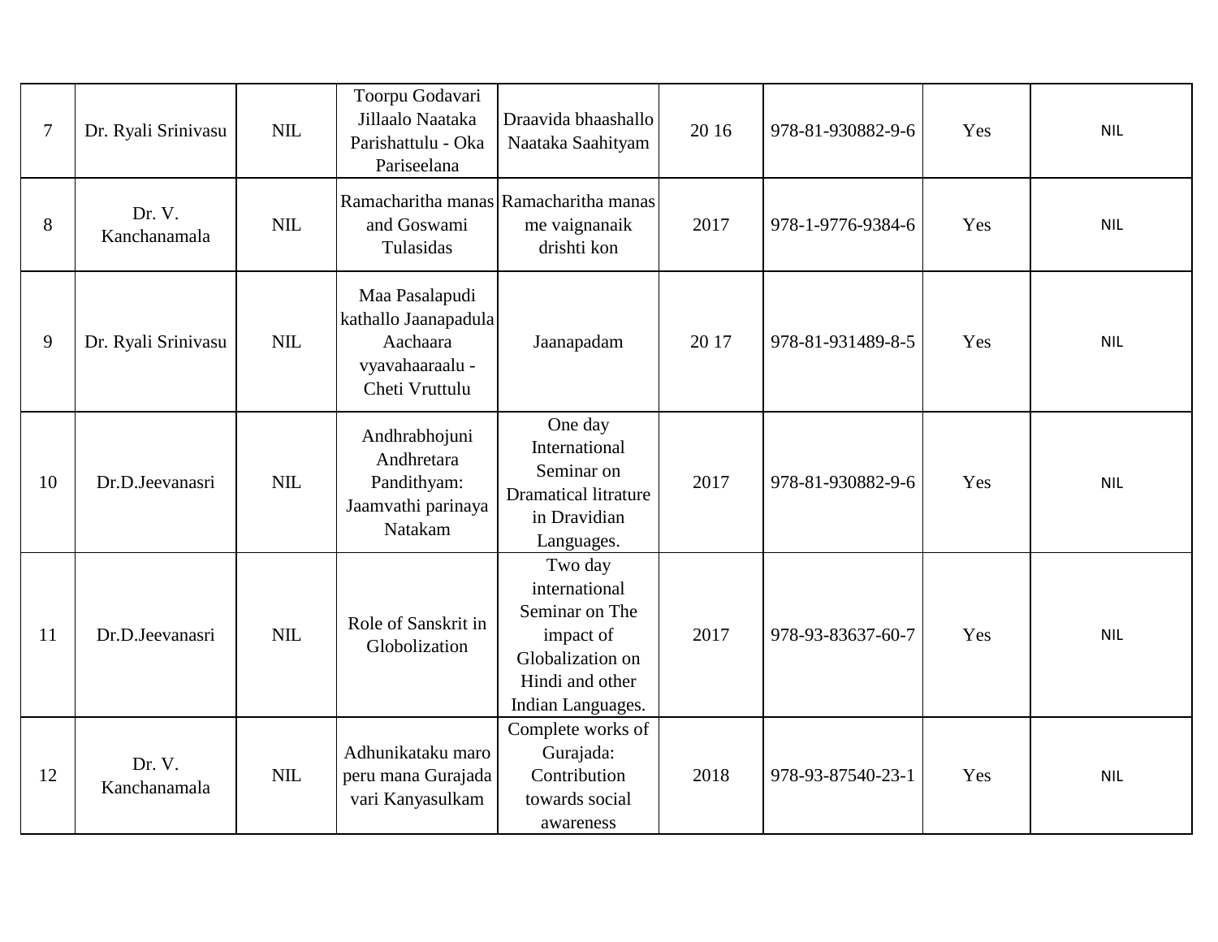| 7 | Dr. Ryali Srinivasu | NIL | Toorpu Godavari Jillaalo Naataka Parishattulu - Oka Pariseelana | Draavida bhaashallo Naataka Saahityam | 20 16 | 978-81-930882-9-6 | Yes | NIL |
|---|---|---|---|---|---|---|---|---|
| 8 | Dr. V. Kanchanamala | NIL | Ramacharitha manas and Goswami Tulasidas | Ramacharitha manas me vaignanaik drishti kon | 2017 | 978-1-9776-9384-6 | Yes | NIL |
| 9 | Dr. Ryali Srinivasu | NIL | Maa Pasalapudi kathallo Jaanapadula Aachaara vyavahaaraalu - Cheti Vruttulu | Jaanapadam | 20 17 | 978-81-931489-8-5 | Yes | NIL |
| 10 | Dr.D.Jeevanasri | NIL | Andhrabhojuni Andhretara Pandithyam: Jaamvathi parinaya Natakam | One day International Seminar on Dramatical litrature in Dravidian Languages. | 2017 | 978-81-930882-9-6 | Yes | NIL |
| 11 | Dr.D.Jeevanasri | NIL | Role of Sanskrit in Globolization | Two day international Seminar on The impact of Globalization on Hindi and other Indian Languages. | 2017 | 978-93-83637-60-7 | Yes | NIL |
| 12 | Dr. V. Kanchanamala | NIL | Adhunikataku maro peru mana Gurajada vari Kanyasulkam | Complete works of Gurajada: Contribution towards social awareness | 2018 | 978-93-87540-23-1 | Yes | NIL |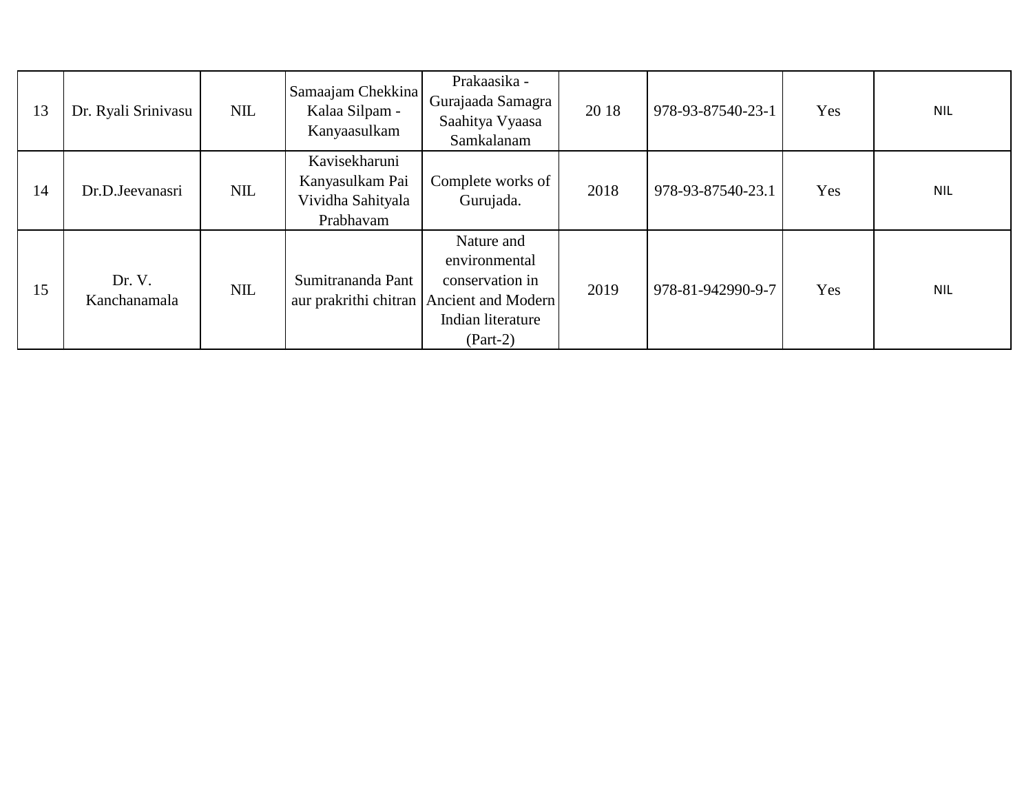| 13 | Dr. Ryali Srinivasu | NIL | Samaajam Chekkina Kalaa Silpam - Kanyaasulkam | Prakaasika - Gurajaada Samagra Saahitya Vyaasa Samkalanam | 20 18 | 978-93-87540-23-1 | Yes | NIL |
|---|---|---|---|---|---|---|---|---|
| 14 | Dr.D.Jeevanasri | NIL | Kavisekharuni Kanyasulkam Pai Vividha Sahityala Prabhavam | Complete works of Gurujada. | 2018 | 978-93-87540-23.1 | Yes | NIL |
| 15 | Dr. V. Kanchanamala | NIL | Sumitranandа Pant aur prakrithi chitran | Nature and environmental conservation in Ancient and Modern Indian literature (Part-2) | 2019 | 978-81-942990-9-7 | Yes | NIL |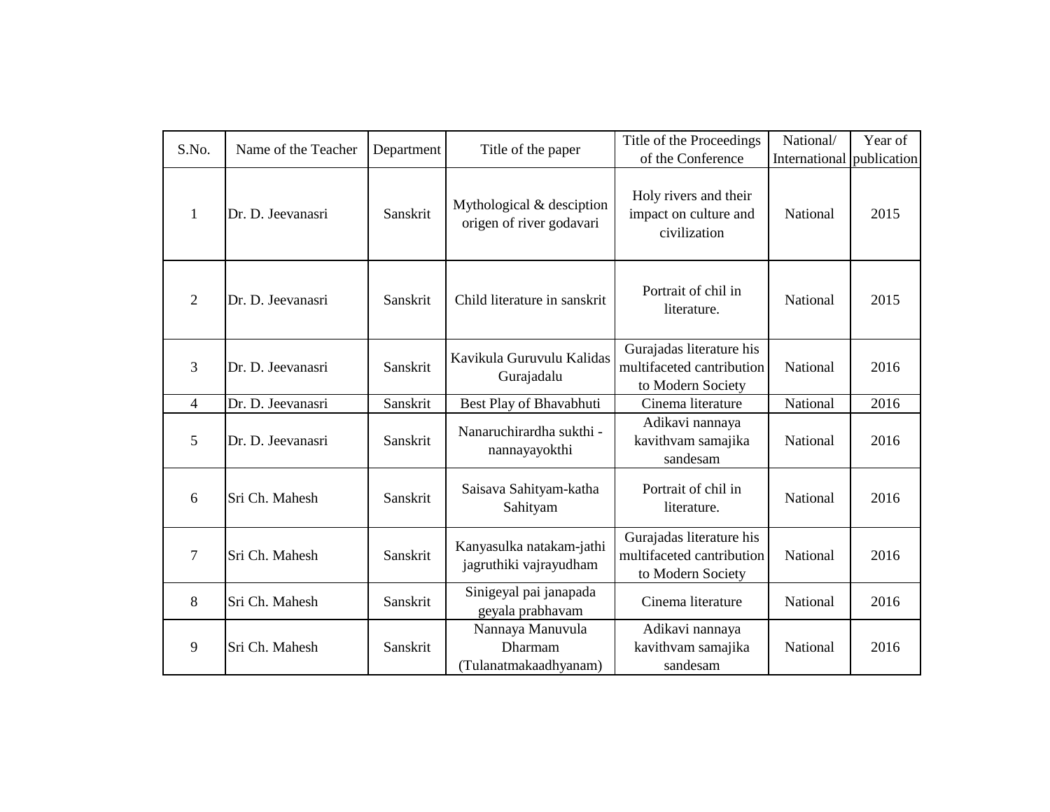| S.No. | Name of the Teacher | Department | Title of the paper | Title of the Proceedings of the Conference | National/ International | Year of publication |
|---|---|---|---|---|---|---|
| 1 | Dr. D. Jeevanasri | Sanskrit | Mythological & desciption origen of river godavari | Holy rivers and their impact on culture and civilization | National | 2015 |
| 2 | Dr. D. Jeevanasri | Sanskrit | Child literature in sanskrit | Portrait of chil in literature. | National | 2015 |
| 3 | Dr. D. Jeevanasri | Sanskrit | Kavikula Guruvulu Kalidas Gurajadalu | Gurajadas literature his multifaceted cantribution to Modern Society | National | 2016 |
| 4 | Dr. D. Jeevanasri | Sanskrit | Best Play of Bhavabhuti | Cinema literature | National | 2016 |
| 5 | Dr. D. Jeevanasri | Sanskrit | Nanaruchirardha sukthi - nannayayokthi | Adikavi nannaya kavithvam samajika sandesam | National | 2016 |
| 6 | Sri Ch. Mahesh | Sanskrit | Saisava Sahityam-katha Sahityam | Portrait of chil in literature. | National | 2016 |
| 7 | Sri Ch. Mahesh | Sanskrit | Kanyasulka natakam-jathi jagruthiki vajrayudham | Gurajadas literature his multifaceted cantribution to Modern Society | National | 2016 |
| 8 | Sri Ch. Mahesh | Sanskrit | Sinigeyal pai janapada geyala prabhavam | Cinema literature | National | 2016 |
| 9 | Sri Ch. Mahesh | Sanskrit | Nannaya Manuvula Dharmam (Tulanatmakaadhyanam) | Adikavi nannaya kavithvam samajika sandesam | National | 2016 |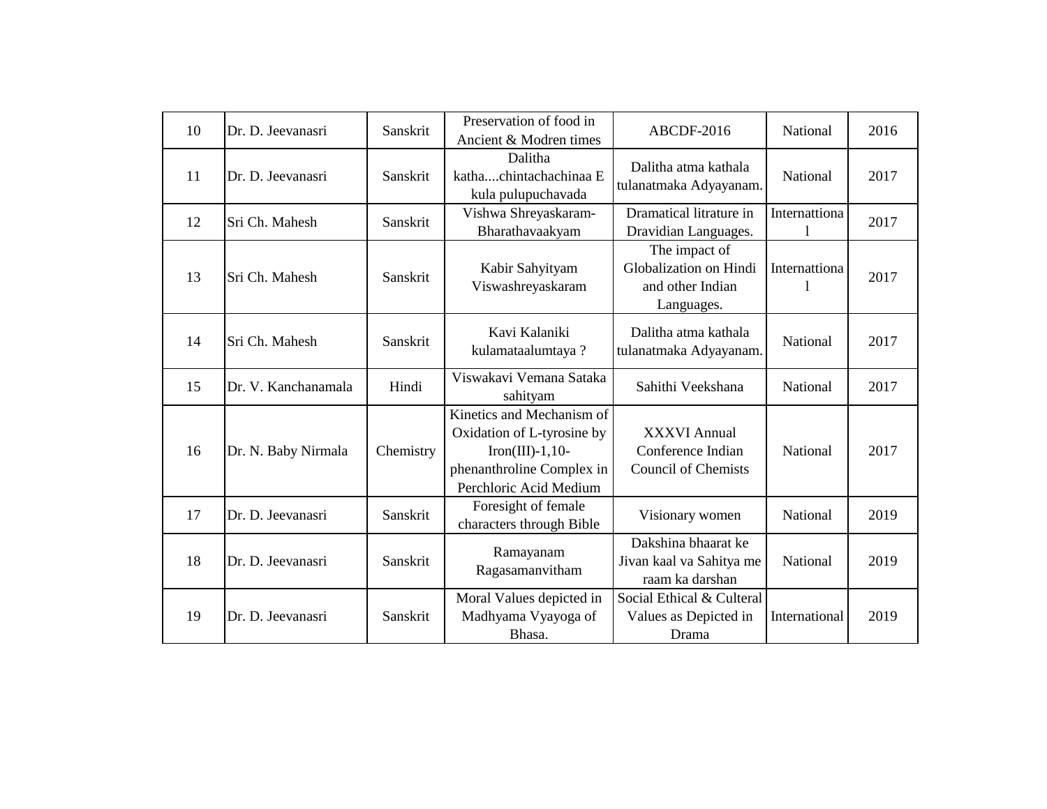| 10 | Dr. D. Jeevanasri | Sanskrit | Preservation of food in Ancient & Modren times | ABCDF-2016 | National | 2016 |
|---|---|---|---|---|---|---|
| 11 | Dr. D. Jeevanasri | Sanskrit | Dalitha katha....chintachachinaa E kula pulupuchavada | Dalitha atma kathala tulanatmaka Adyayanam. | National | 2017 |
| 12 | Sri Ch. Mahesh | Sanskrit | Vishwa Shreyaskaram-Bharathavaakyam | Dramatical litrature in Dravidian Languages. | Internattional | 2017 |
| 13 | Sri Ch. Mahesh | Sanskrit | Kabir Sahyityam Viswashreyaskaram | The impact of Globalization on Hindi and other Indian Languages. | Internattional | 2017 |
| 14 | Sri Ch. Mahesh | Sanskrit | Kavi Kalaniki kulamataalumtaya ? | Dalitha atma kathala tulanatmaka Adyayanam. | National | 2017 |
| 15 | Dr. V. Kanchanamala | Hindi | Viswakavi Vemana Sataka sahityam | Sahithi Veekshana | National | 2017 |
| 16 | Dr. N. Baby Nirmala | Chemistry | Kinetics and Mechanism of Oxidation of L-tyrosine by Iron(III)-1,10-phenanthroline Complex in Perchloric Acid Medium | XXXVI Annual Conference Indian Council of Chemists | National | 2017 |
| 17 | Dr. D. Jeevanasri | Sanskrit | Foresight of female characters through Bible | Visionary women | National | 2019 |
| 18 | Dr. D. Jeevanasri | Sanskrit | Ramayanam Ragasamanvitham | Dakshina bhaarat ke Jivan kaal va Sahitya me raam ka darshan | National | 2019 |
| 19 | Dr. D. Jeevanasri | Sanskrit | Moral Values depicted in Madhyama Vyayoga of Bhasa. | Social Ethical & Culteral Values as Depicted in Drama | International | 2019 |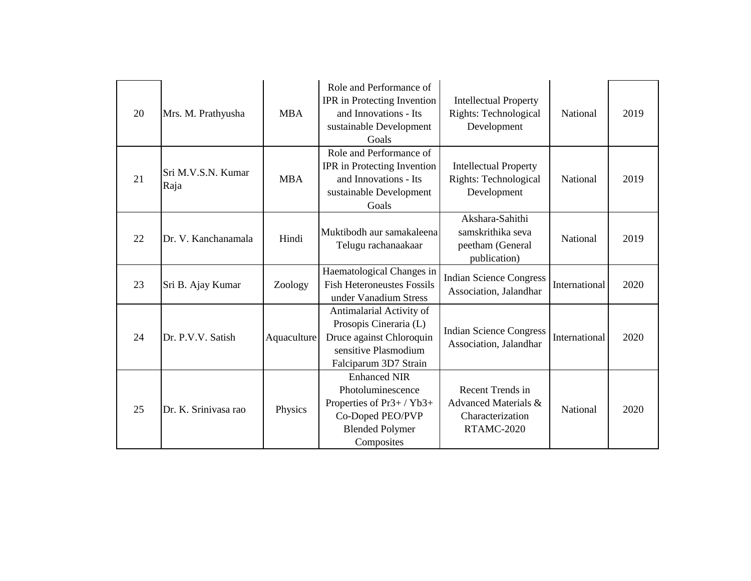| 20 | Mrs. M. Prathyusha | MBA | Role and Performance of IPR in Protecting Invention and Innovations - Its sustainable Development Goals | Intellectual Property Rights: Technological Development | National | 2019 |
|---|---|---|---|---|---|---|
| 21 | Sri M.V.S.N. Kumar Raja | MBA | Role and Performance of IPR in Protecting Invention and Innovations - Its sustainable Development Goals | Intellectual Property Rights: Technological Development | National | 2019 |
| 22 | Dr. V. Kanchanamala | Hindi | Muktibodh aur samakaleena Telugu rachanaakaar | Akshara-Sahithi samskrithika seva peetham (General publication) | National | 2019 |
| 23 | Sri B. Ajay Kumar | Zoology | Haematological Changes in Fish Heteroneustes Fossils under Vanadium Stress | Indian Science Congress Association, Jalandhar | International | 2020 |
| 24 | Dr. P.V.V. Satish | Aquaculture | Antimalarial Activity of Prosopis Cineraria (L) Druce against Chloroquin sensitive Plasmodium Falciparum 3D7 Strain | Indian Science Congress Association, Jalandhar | International | 2020 |
| 25 | Dr. K. Srinivasa rao | Physics | Enhanced NIR Photoluminescence Properties of $Pr^{3+}$ / $Yb^{3+}$ Co-Doped PEO/PVP Blended Polymer Composites | Recent Trends in Advanced Materials & Characterization RTAMC-2020 | National | 2020 |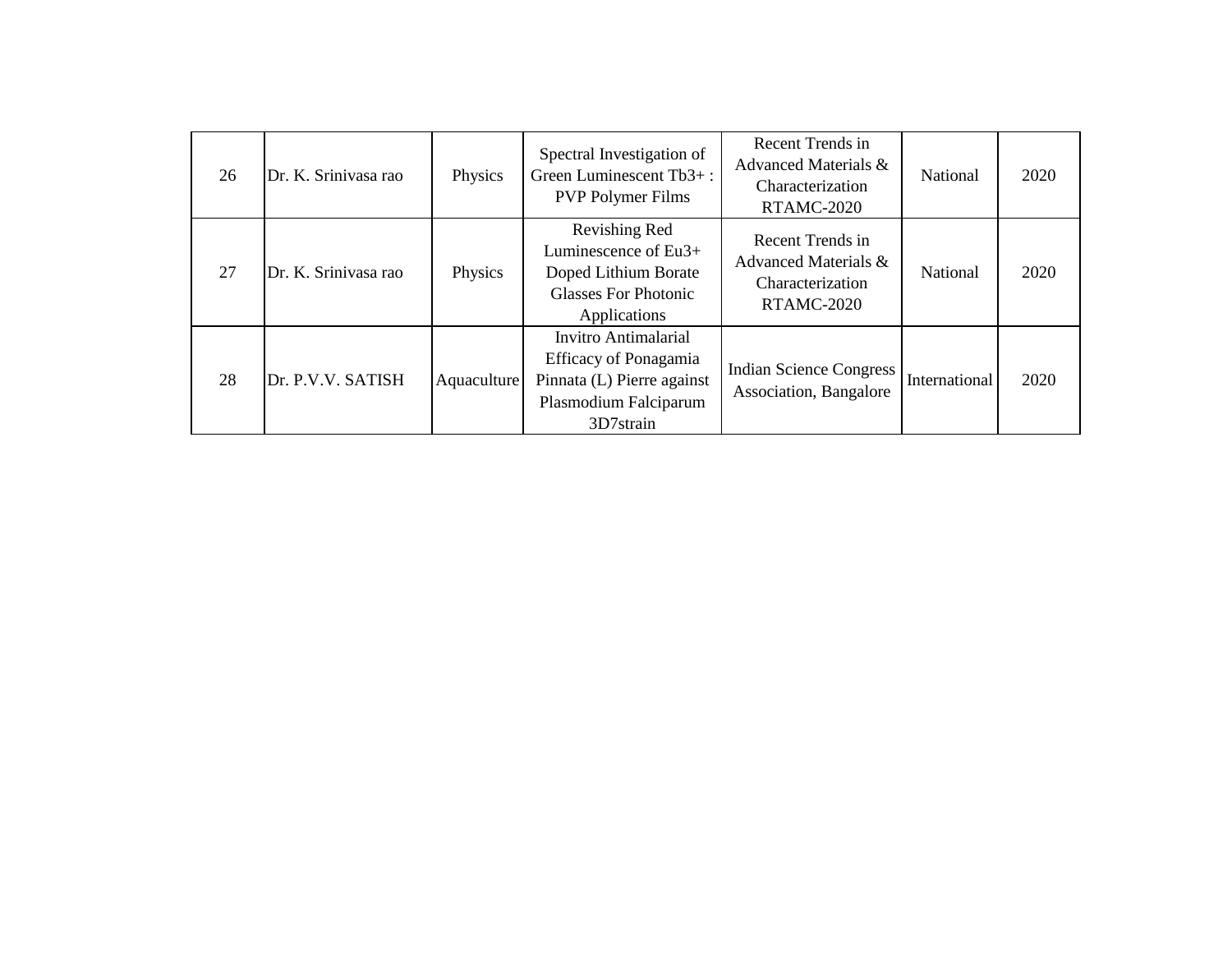| | | | | | | |
|---|---|---|---|---|---|---|
| 26 | Dr. K. Srinivasa rao | Physics | Spectral Investigation of Green Luminescent $Tb^{3+}$ : PVP Polymer Films | Recent Trends in Advanced Materials & Characterization RTAMC-2020 | National | 2020 |
| 27 | Dr. K. Srinivasa rao | Physics | Revishing Red Luminescence of $Eu^{3+}$ Doped Lithium Borate Glasses For Photonic Applications | Recent Trends in Advanced Materials & Characterization RTAMC-2020 | National | 2020 |
| 28 | Dr. P.V.V. SATISH | Aquaculture | Invitro Antimalarial Efficacy of Ponagamia Pinnata (L) Pierre against Plasmodium Falciparum 3D7strain | Indian Science Congress Association, Bangalore | International | 2020 |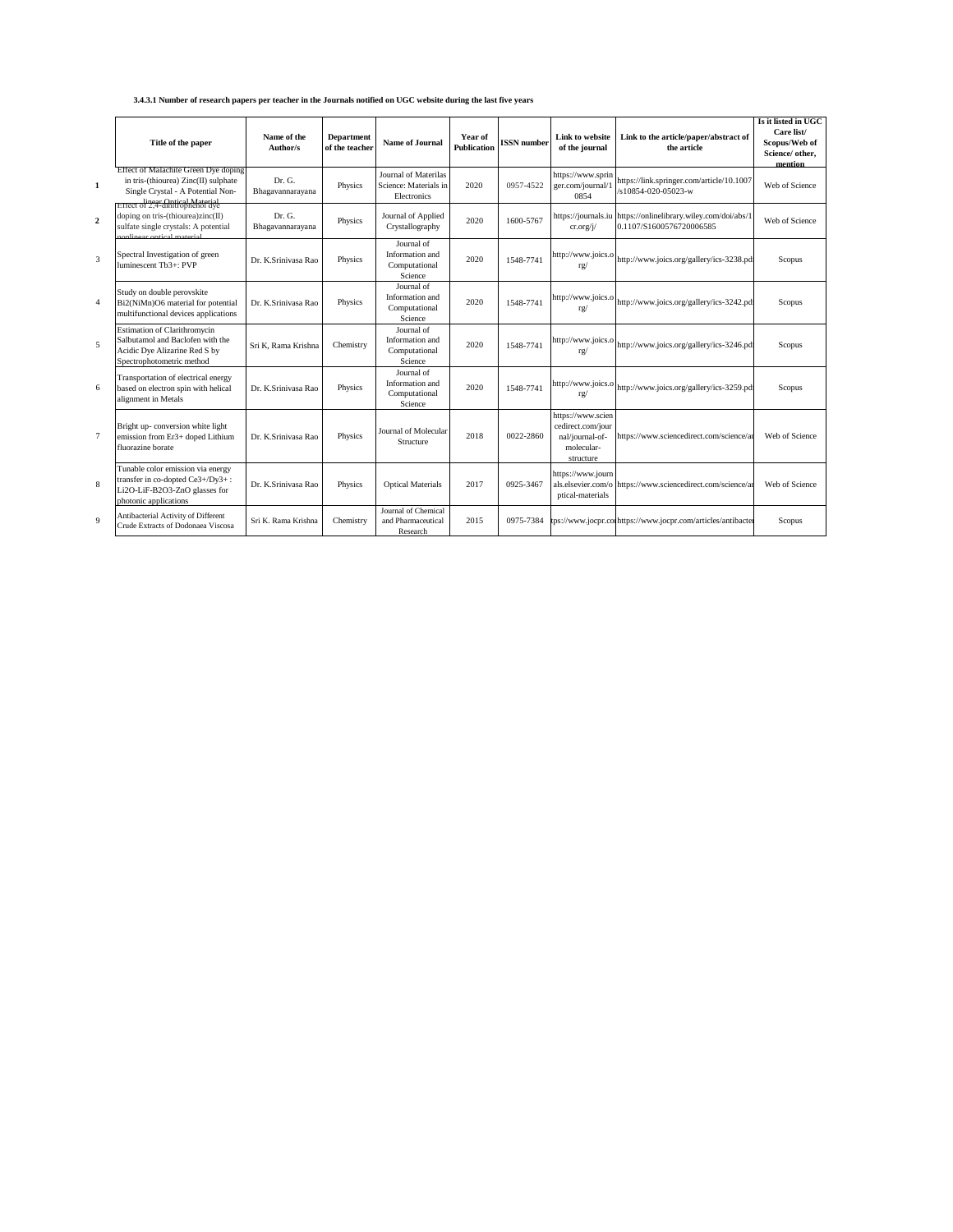**3.4.3.1 Number of research papers per teacher in the Journals notified on UGC website during the last five years**

| | Title of the paper | Name of the Author/s | Department of the teacher | Name of Journal | Year of Publication | ISSN number | Link to website of the journal | Link to the article/paper/abstract of the article | Is it listed in UGC Care list/ Scopus/Web of Science/ other, mention |
|---|---|---|---|---|---|---|---|---|---|
| 1 | Effect of Malachite Green Dye doping in tris-(thiourea) Zinc(II) sulphate Single Crystal - A Potential Non-linear Optical Material | Dr. G. Bhagavannarayana | Physics | Journal of Materilas Science: Materials in Electronics | 2020 | 0957-4522 | https://www.springer.com/journal/10854 | https://link.springer.com/article/10.1007/s10854-020-05023-w | Web of Science |
| 2 | Effect of 2,4-dinitrophenol dye doping on tris-(thiourea)zinc(II) sulfate single crystals: A potential nonlinear optical material | Dr. G. Bhagavannarayana | Physics | Journal of Applied Crystallography | 2020 | 1600-5767 | https://journals.iucr.org/j/ | https://onlinelibrary.wiley.com/doi/abs/10.1107/S1600576720006585 | Web of Science |
| 3 | Spectral Investigation of green luminescent Tb3+: PVP | Dr. K.Srinivasa Rao | Physics | Journal of Information and Computational Science | 2020 | 1548-7741 | http://www.joics.org/ | http://www.joics.org/gallery/ics-3238.pdf | Scopus |
| 4 | Study on double perovskite Bi2(NiMn)O6 material for potential multifunctional devices applications | Dr. K.Srinivasa Rao | Physics | Journal of Information and Computational Science | 2020 | 1548-7741 | http://www.joics.org/ | http://www.joics.org/gallery/ics-3242.pdf | Scopus |
| 5 | Estimation of Clarithromycin Salbutamol and Baclofen with the Acidic Dye Alizarine Red S by Spectrophotometric method | Sri K, Rama Krishna | Chemistry | Journal of Information and Computational Science | 2020 | 1548-7741 | http://www.joics.org/ | http://www.joics.org/gallery/ics-3246.pdf | Scopus |
| 6 | Transportation of electrical energy based on electron spin with helical alignment in Metals | Dr. K.Srinivasa Rao | Physics | Journal of Information and Computational Science | 2020 | 1548-7741 | http://www.joics.org/ | http://www.joics.org/gallery/ics-3259.pdf | Scopus |
| 7 | Bright up- conversion white light emission from Er3+ doped Lithium fluorazine borate | Dr. K.Srinivasa Rao | Physics | Journal of Molecular Structure | 2018 | 0022-2860 | https://www.sciencedirect.com/journal/journal-of-molecular-structure | https://www.sciencedirect.com/science/ar | Web of Science |
| 8 | Tunable color emission via energy transfer in co-dopted Ce3+/Dy3+ : Li2O-LiF-B2O3-ZnO glasses for photonic applications | Dr. K.Srinivasa Rao | Physics | Optical Materials | 2017 | 0925-3467 | https://www.journals.elsevier.com/optical-materials | https://www.sciencedirect.com/science/ar | Web of Science |
| 9 | Antibacterial Activity of Different Crude Extracts of Dodonaea Viscosa | Sri K. Rama Krishna | Chemistry | Journal of Chemical and Pharmaceutical Research | 2015 | 0975-7384 | tps://www.jocpr.co | https://www.jocpr.com/articles/antibacte | Scopus |